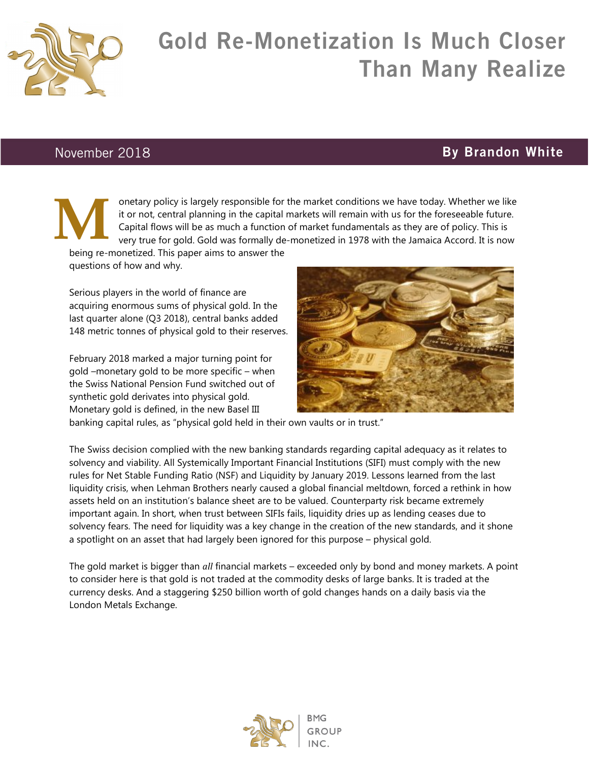# Gold Re-Monetization Is Much Closer Than Many Realize

November 2018 **By Brandon White**

Monetary policy is largely responsible for the market conditions we have today. Whether we like it or not, central planning in the capital markets will remain with us for the foreseeable future. Capital flows will be as much a function of market fundamentals as they are of policy. This is very true for gold. Gold was formally de-monetized in 1978 with the Jamaica Accord. It is now being re-monetized. This paper aims to answer the questions of how and why.

Serious players in the world of finance are acquiring enormous sums of physical gold. In the last quarter alone (Q3 2018), central banks added 148 metric tonnes of physical gold to their reserves.

February 2018 marked a major turning point for gold –monetary gold to be more specific – when the Swiss National Pension Fund switched out of synthetic gold derivates into physical gold. Monetary gold is defined, in the new Basel III banking capital rules, as "physical gold held in their own vaults or in trust."

The Swiss decision complied with the new banking standards regarding capital adequacy as it relates to solvency and viability. All Systemically Important Financial Institutions (SIFI) must comply with the new rules for Net Stable Funding Ratio (NSF) and Liquidity by January 2019. Lessons learned from the last liquidity crisis, when Lehman Brothers nearly caused a global financial meltdown, forced a rethink in how assets held on an institution's balance sheet are to be valued. Counterparty risk became extremely important again. In short, when trust between SIFIs fails, liquidity dries up as lending ceases due to solvency fears. The need for liquidity was a key change in the creation of the new standards, and it shone a spotlight on an asset that had largely been ignored for this purpose – physical gold.

The gold market is bigger than *all* financial markets – exceeded only by bond and money markets. A point to consider here is that gold is not traded at the commodity desks of large banks. It is traded at the currency desks. And a staggering $250 billion worth of gold changes hands on a daily basis via the London Metals Exchange.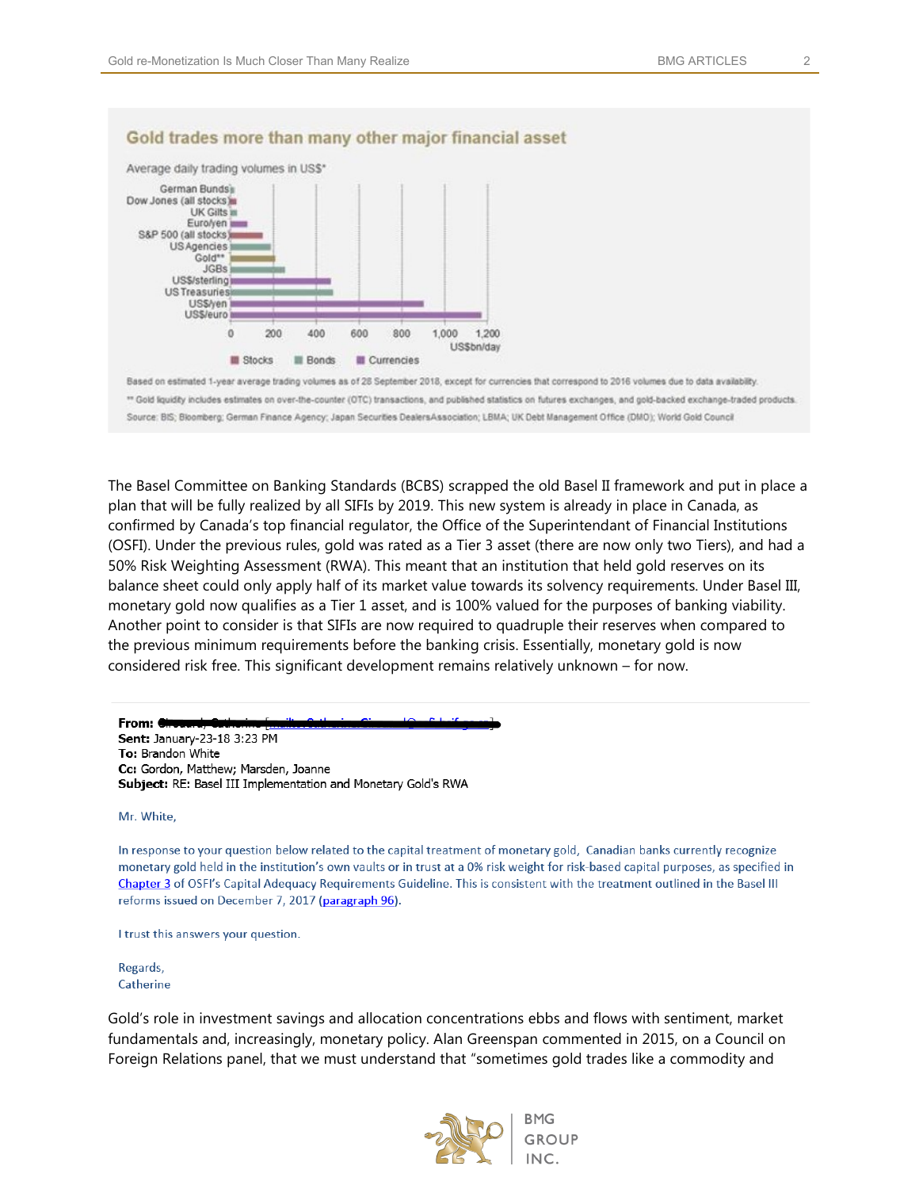**Gold trades more than many other major financial asset**

Average daily trading volumes in US$*

Based on estimated 1-year average trading volumes as of 28 September 2018, except for currencies that correspond to 2016 volumes due to data availability.

** Gold liquidity includes estimates on over-the-counter (OTC) transactions, and published statistics on futures exchanges, and gold-backed exchange-traded products.

Source: BIS; Bloomberg; German Finance Agency; Japan Securities DealersAssociation; LBMA; UK Debt Management Office (DMO); World Gold Council

The Basel Committee on Banking Standards (BCBS) scrapped the old Basel II framework and put in place a plan that will be fully realized by all SIFIs by 2019. This new system is already in place in Canada, as confirmed by Canada's top financial regulator, the Office of the Superintendant of Financial Institutions (OSFI). Under the previous rules, gold was rated as a Tier 3 asset (there are now only two Tiers), and had a 50% Risk Weighting Assessment (RWA). This meant that an institution that held gold reserves on its balance sheet could only apply half of its market value towards its solvency requirements. Under Basel III, monetary gold now qualifies as a Tier 1 asset, and is 100% valued for the purposes of banking viability. Another point to consider is that SIFIs are now required to quadruple their reserves when compared to the previous minimum requirements before the banking crisis. Essentially, monetary gold is now considered risk free. This significant development remains relatively unknown – for now.

**From:**
**Sent:** January-23-18 3:23 PM
**To:** Brandon White
**Cc:** Gordon, Matthew; Marsden, Joanne
**Subject:** RE: Basel III Implementation and Monetary Gold's RWA

Mr. White,

In response to your question below related to the capital treatment of monetary gold, Canadian banks currently recognize monetary gold held in the institution's own vaults or in trust at a 0% risk weight for risk-based capital purposes, as specified in Chapter 3 of OSFI's Capital Adequacy Requirements Guideline. This is consistent with the treatment outlined in the Basel III reforms issued on December 7, 2017 (paragraph 96).

I trust this answers your question.

Regards,
Catherine

Gold's role in investment savings and allocation concentrations ebbs and flows with sentiment, market fundamentals and, increasingly, monetary policy. Alan Greenspan commented in 2015, on a Council on Foreign Relations panel, that we must understand that "sometimes gold trades like a commodity and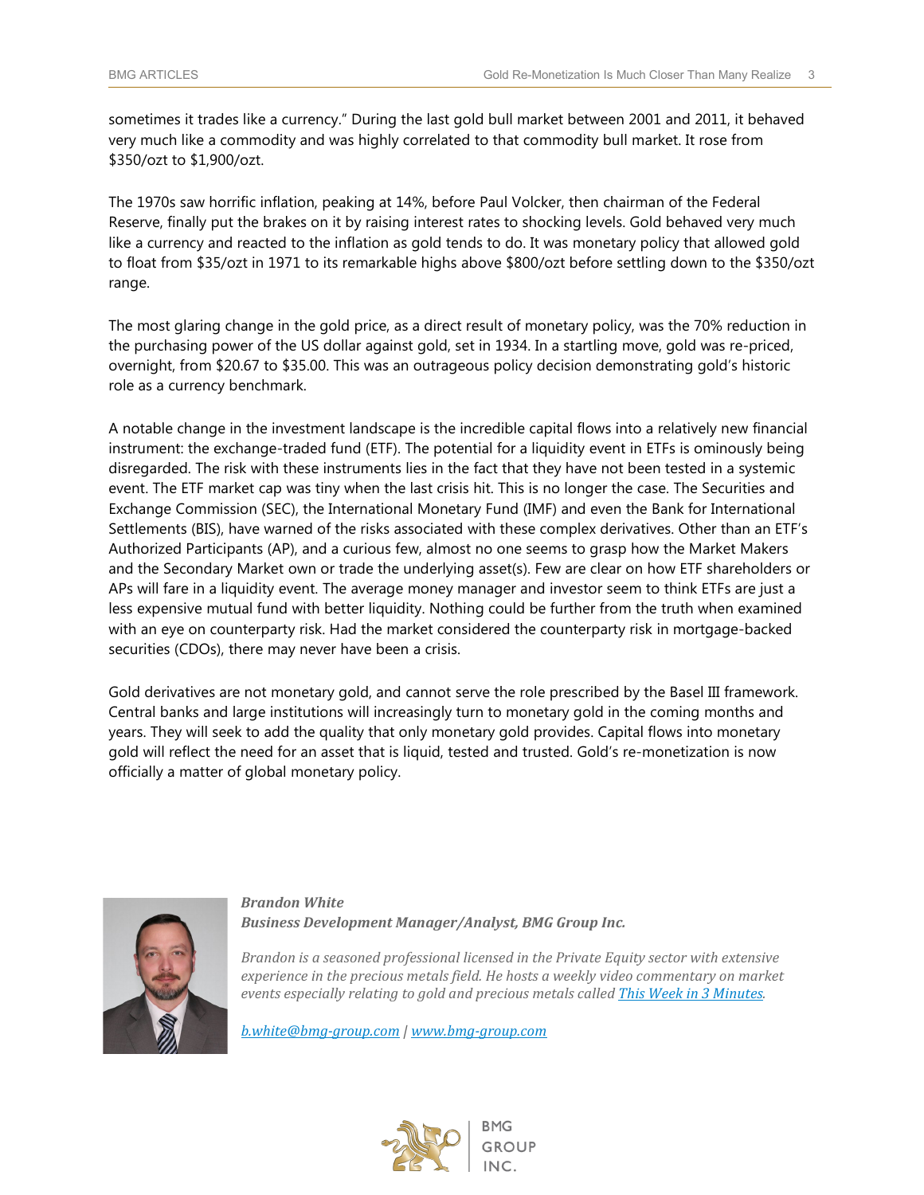sometimes it trades like a currency." During the last gold bull market between 2001 and 2011, it behaved very much like a commodity and was highly correlated to that commodity bull market. It rose from $350/ozt to $1,900/ozt.

The 1970s saw horrific inflation, peaking at 14%, before Paul Volcker, then chairman of the Federal Reserve, finally put the brakes on it by raising interest rates to shocking levels. Gold behaved very much like a currency and reacted to the inflation as gold tends to do. It was monetary policy that allowed gold to float from $35/ozt in 1971 to its remarkable highs above $800/ozt before settling down to the $350/ozt range.

The most glaring change in the gold price, as a direct result of monetary policy, was the 70% reduction in the purchasing power of the US dollar against gold, set in 1934. In a startling move, gold was re-priced, overnight, from $20.67 to $35.00. This was an outrageous policy decision demonstrating gold's historic role as a currency benchmark.

A notable change in the investment landscape is the incredible capital flows into a relatively new financial instrument: the exchange-traded fund (ETF). The potential for a liquidity event in ETFs is ominously being disregarded. The risk with these instruments lies in the fact that they have not been tested in a systemic event. The ETF market cap was tiny when the last crisis hit. This is no longer the case. The Securities and Exchange Commission (SEC), the International Monetary Fund (IMF) and even the Bank for International Settlements (BIS), have warned of the risks associated with these complex derivatives. Other than an ETF's Authorized Participants (AP), and a curious few, almost no one seems to grasp how the Market Makers and the Secondary Market own or trade the underlying asset(s). Few are clear on how ETF shareholders or APs will fare in a liquidity event. The average money manager and investor seem to think ETFs are just a less expensive mutual fund with better liquidity. Nothing could be further from the truth when examined with an eye on counterparty risk. Had the market considered the counterparty risk in mortgage-backed securities (CDOs), there may never have been a crisis.

Gold derivatives are not monetary gold, and cannot serve the role prescribed by the Basel III framework. Central banks and large institutions will increasingly turn to monetary gold in the coming months and years. They will seek to add the quality that only monetary gold provides. Capital flows into monetary gold will reflect the need for an asset that is liquid, tested and trusted. Gold's re-monetization is now officially a matter of global monetary policy.

***Brandon White***
***Business Development Manager/Analyst, BMG Group Inc.***

*Brandon is a seasoned professional licensed in the Private Equity sector with extensive experience in the precious metals field. He hosts a weekly video commentary on market events especially relating to gold and precious metals called [This Week in 3 Minutes](This Week in 3 Minutes).*

[b.white@bmg-group.com](mailto:b.white@bmg-group.com) | [www.bmg-group.com](http://www.bmg-group.com)

BMG GROUP INC.